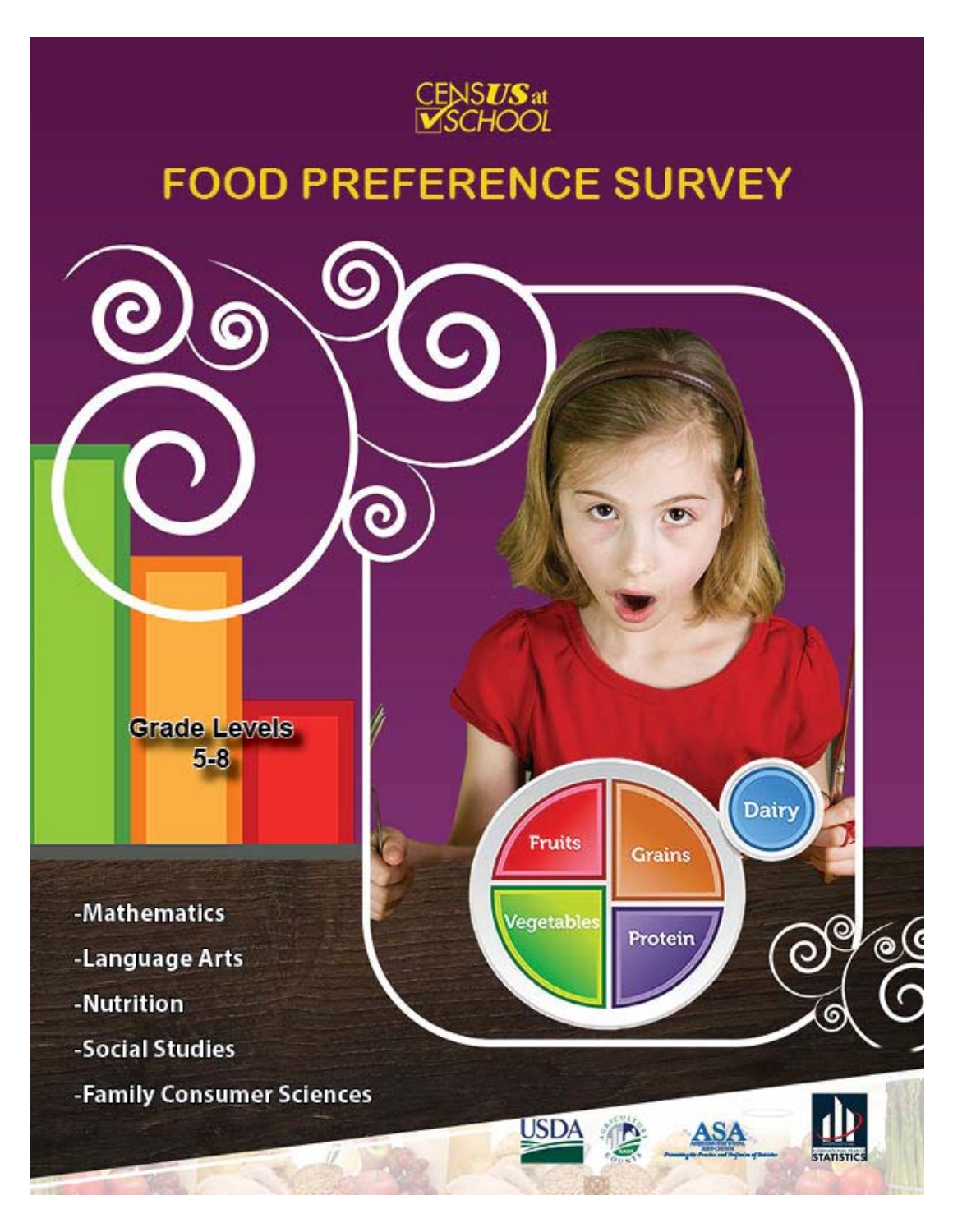CENSUS at SCHOOL

# FOOD PREFERENCE SURVEY

Grade Levels 5-8

- -Mathematics
- -Language Arts
- -Nutrition
- -Social Studies
- -Family Consumer Sciences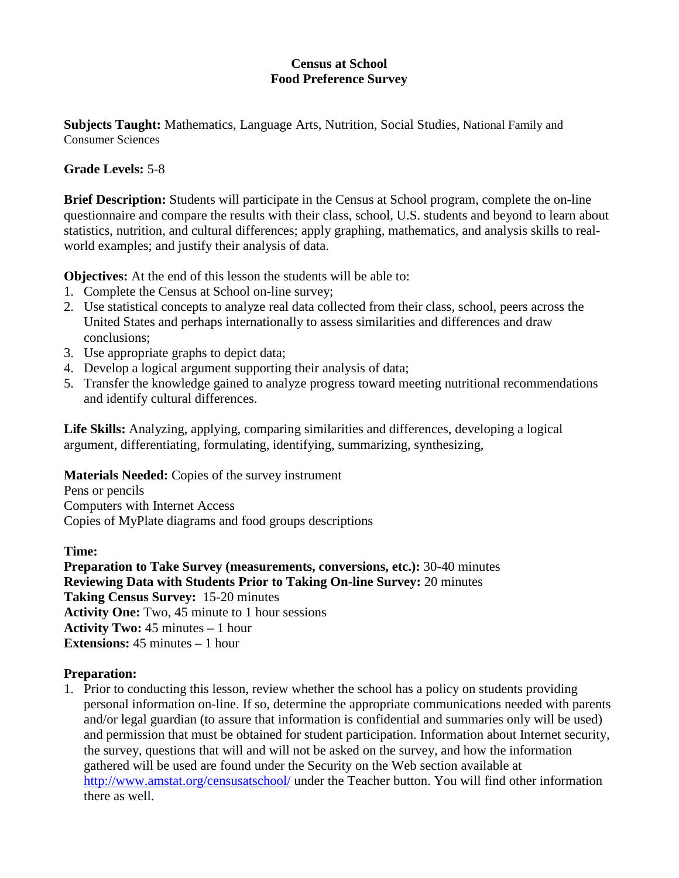**Census at School**
**Food Preference Survey**

**Subjects Taught:** Mathematics, Language Arts, Nutrition, Social Studies, National Family and Consumer Sciences

**Grade Levels:** 5-8

**Brief Description:** Students will participate in the Census at School program, complete the on-line questionnaire and compare the results with their class, school, U.S. students and beyond to learn about statistics, nutrition, and cultural differences; apply graphing, mathematics, and analysis skills to real-world examples; and justify their analysis of data.

**Objectives:** At the end of this lesson the students will be able to:

1. Complete the Census at School on-line survey;
2. Use statistical concepts to analyze real data collected from their class, school, peers across the United States and perhaps internationally to assess similarities and differences and draw conclusions;
3. Use appropriate graphs to depict data;
4. Develop a logical argument supporting their analysis of data;
5. Transfer the knowledge gained to analyze progress toward meeting nutritional recommendations and identify cultural differences.

**Life Skills:** Analyzing, applying, comparing similarities and differences, developing a logical argument, differentiating, formulating, identifying, summarizing, synthesizing,

**Materials Needed:** Copies of the survey instrument
Pens or pencils
Computers with Internet Access
Copies of MyPlate diagrams and food groups descriptions

**Time:**
**Preparation to Take Survey (measurements, conversions, etc.):** 30-40 minutes
**Reviewing Data with Students Prior to Taking On-line Survey:** 20 minutes
**Taking Census Survey:** 15-20 minutes
**Activity One:** Two, 45 minute to 1 hour sessions
**Activity Two:** 45 minutes – 1 hour
**Extensions:** 45 minutes – 1 hour

**Preparation:**

1. Prior to conducting this lesson, review whether the school has a policy on students providing personal information on-line. If so, determine the appropriate communications needed with parents and/or legal guardian (to assure that information is confidential and summaries only will be used) and permission that must be obtained for student participation. Information about Internet security, the survey, questions that will and will not be asked on the survey, and how the information gathered will be used are found under the Security on the Web section available at http://www.amstat.org/censusatschool/ under the Teacher button. You will find other information there as well.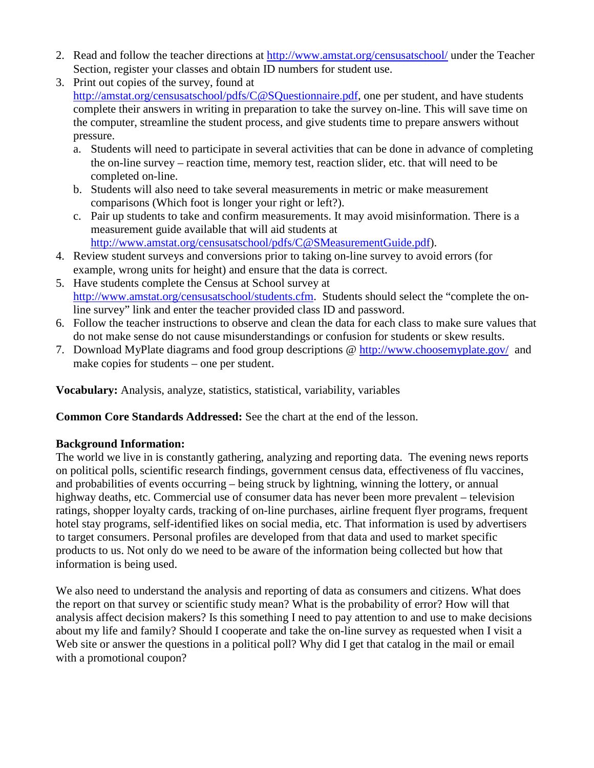2. Read and follow the teacher directions at http://www.amstat.org/censusatschool/ under the Teacher Section, register your classes and obtain ID numbers for student use.
3. Print out copies of the survey, found at http://amstat.org/censusatschool/pdfs/C@SQuestionnaire.pdf, one per student, and have students complete their answers in writing in preparation to take the survey on-line. This will save time on the computer, streamline the student process, and give students time to prepare answers without pressure.
   a. Students will need to participate in several activities that can be done in advance of completing the on-line survey – reaction time, memory test, reaction slider, etc. that will need to be completed on-line.
   b. Students will also need to take several measurements in metric or make measurement comparisons (Which foot is longer your right or left?).
   c. Pair up students to take and confirm measurements. It may avoid misinformation. There is a measurement guide available that will aid students at http://www.amstat.org/censusatschool/pdfs/C@SMeasurementGuide.pdf).
4. Review student surveys and conversions prior to taking on-line survey to avoid errors (for example, wrong units for height) and ensure that the data is correct.
5. Have students complete the Census at School survey at http://www.amstat.org/censusatschool/students.cfm. Students should select the "complete the on-line survey" link and enter the teacher provided class ID and password.
6. Follow the teacher instructions to observe and clean the data for each class to make sure values that do not make sense do not cause misunderstandings or confusion for students or skew results.
7. Download MyPlate diagrams and food group descriptions @ http://www.choosemyplate.gov/ and make copies for students – one per student.

**Vocabulary:** Analysis, analyze, statistics, statistical, variability, variables

**Common Core Standards Addressed:** See the chart at the end of the lesson.

**Background Information:**

The world we live in is constantly gathering, analyzing and reporting data. The evening news reports on political polls, scientific research findings, government census data, effectiveness of flu vaccines, and probabilities of events occurring – being struck by lightning, winning the lottery, or annual highway deaths, etc. Commercial use of consumer data has never been more prevalent – television ratings, shopper loyalty cards, tracking of on-line purchases, airline frequent flyer programs, frequent hotel stay programs, self-identified likes on social media, etc. That information is used by advertisers to target consumers. Personal profiles are developed from that data and used to market specific products to us. Not only do we need to be aware of the information being collected but how that information is being used.

We also need to understand the analysis and reporting of data as consumers and citizens. What does the report on that survey or scientific study mean? What is the probability of error? How will that analysis affect decision makers? Is this something I need to pay attention to and use to make decisions about my life and family? Should I cooperate and take the on-line survey as requested when I visit a Web site or answer the questions in a political poll? Why did I get that catalog in the mail or email with a promotional coupon?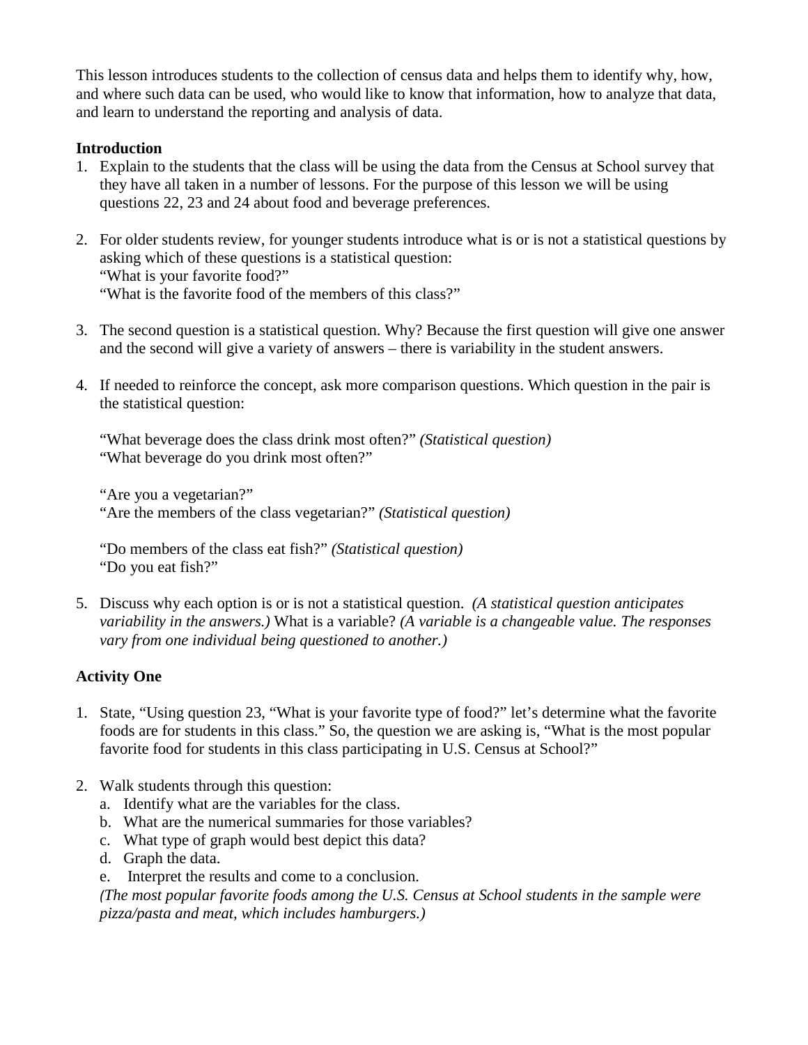This lesson introduces students to the collection of census data and helps them to identify why, how, and where such data can be used, who would like to know that information, how to analyze that data, and learn to understand the reporting and analysis of data.

**Introduction**

1. Explain to the students that the class will be using the data from the Census at School survey that they have all taken in a number of lessons. For the purpose of this lesson we will be using questions 22, 23 and 24 about food and beverage preferences.

2. For older students review, for younger students introduce what is or is not a statistical questions by asking which of these questions is a statistical question:
   "What is your favorite food?"
   "What is the favorite food of the members of this class?"

3. The second question is a statistical question. Why? Because the first question will give one answer and the second will give a variety of answers – there is variability in the student answers.

4. If needed to reinforce the concept, ask more comparison questions. Which question in the pair is the statistical question:

   "What beverage does the class drink most often?" *(Statistical question)*
   "What beverage do you drink most often?"

   "Are you a vegetarian?"
   "Are the members of the class vegetarian?" *(Statistical question)*

   "Do members of the class eat fish?" *(Statistical question)*
   "Do you eat fish?"

5. Discuss why each option is or is not a statistical question. *(A statistical question anticipates variability in the answers.)* What is a variable? *(A variable is a changeable value. The responses vary from one individual being questioned to another.)*

**Activity One**

1. State, "Using question 23, "What is your favorite type of food?" let's determine what the favorite foods are for students in this class." So, the question we are asking is, "What is the most popular favorite food for students in this class participating in U.S. Census at School?"

2. Walk students through this question:
   a. Identify what are the variables for the class.
   b. What are the numerical summaries for those variables?
   c. What type of graph would best depict this data?
   d. Graph the data.
   e. Interpret the results and come to a conclusion.

   *(The most popular favorite foods among the U.S. Census at School students in the sample were pizza/pasta and meat, which includes hamburgers.)*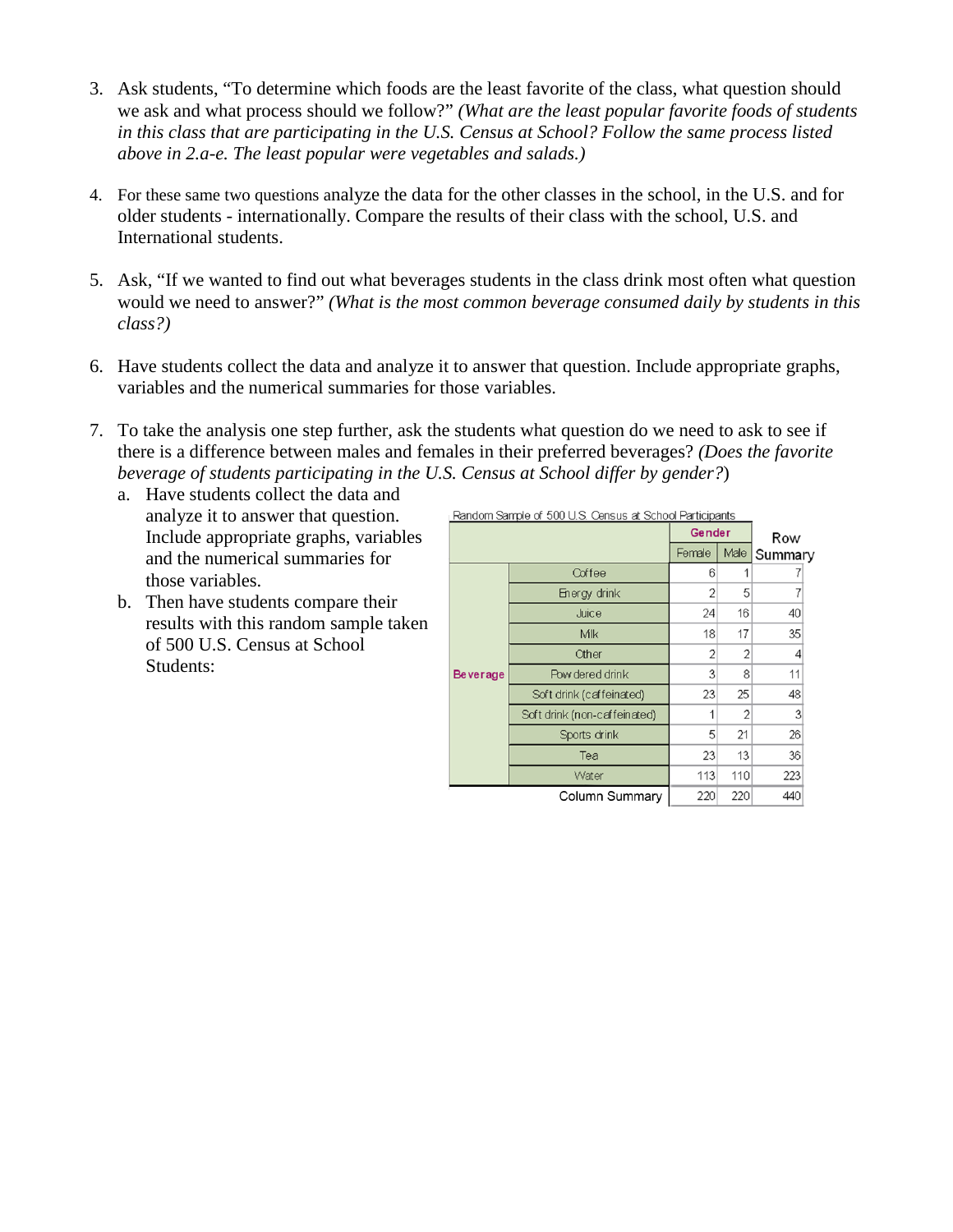3. Ask students, "To determine which foods are the least favorite of the class, what question should we ask and what process should we follow?" *(What are the least popular favorite foods of students in this class that are participating in the U.S. Census at School? Follow the same process listed above in 2.a-e. The least popular were vegetables and salads.)*

4. For these same two questions analyze the data for the other classes in the school, in the U.S. and for older students - internationally. Compare the results of their class with the school, U.S. and International students.

5. Ask, "If we wanted to find out what beverages students in the class drink most often what question would we need to answer?" *(What is the most common beverage consumed daily by students in this class?)*

6. Have students collect the data and analyze it to answer that question. Include appropriate graphs, variables and the numerical summaries for those variables.

7. To take the analysis one step further, ask the students what question do we need to ask to see if there is a difference between males and females in their preferred beverages? *(Does the favorite beverage of students participating in the U.S. Census at School differ by gender?)*
   a. Have students collect the data and analyze it to answer that question. Include appropriate graphs, variables and the numerical summaries for those variables.
   b. Then have students compare their results with this random sample taken of 500 U.S. Census at School Students:

Random Sample of 500 U.S. Census at School Participants

| | | Gender | | Row Summary |
|---|---|---|---|---|
| | | Female | Male | |
| Beverage | Coffee | 6 | 1 | 7 |
| | Energy drink | 2 | 5 | 7 |
| | Juice | 24 | 16 | 40 |
| | Milk | 18 | 17 | 35 |
| | Other | 2 | 2 | 4 |
| | Powdered drink | 3 | 8 | 11 |
| | Soft drink (caffeinated) | 23 | 25 | 48 |
| | Soft drink (non-caffeinated) | 1 | 2 | 3 |
| | Sports drink | 5 | 21 | 26 |
| | Tea | 23 | 13 | 36 |
| | Water | 113 | 110 | 223 |
| | Column Summary | 220 | 220 | 440 |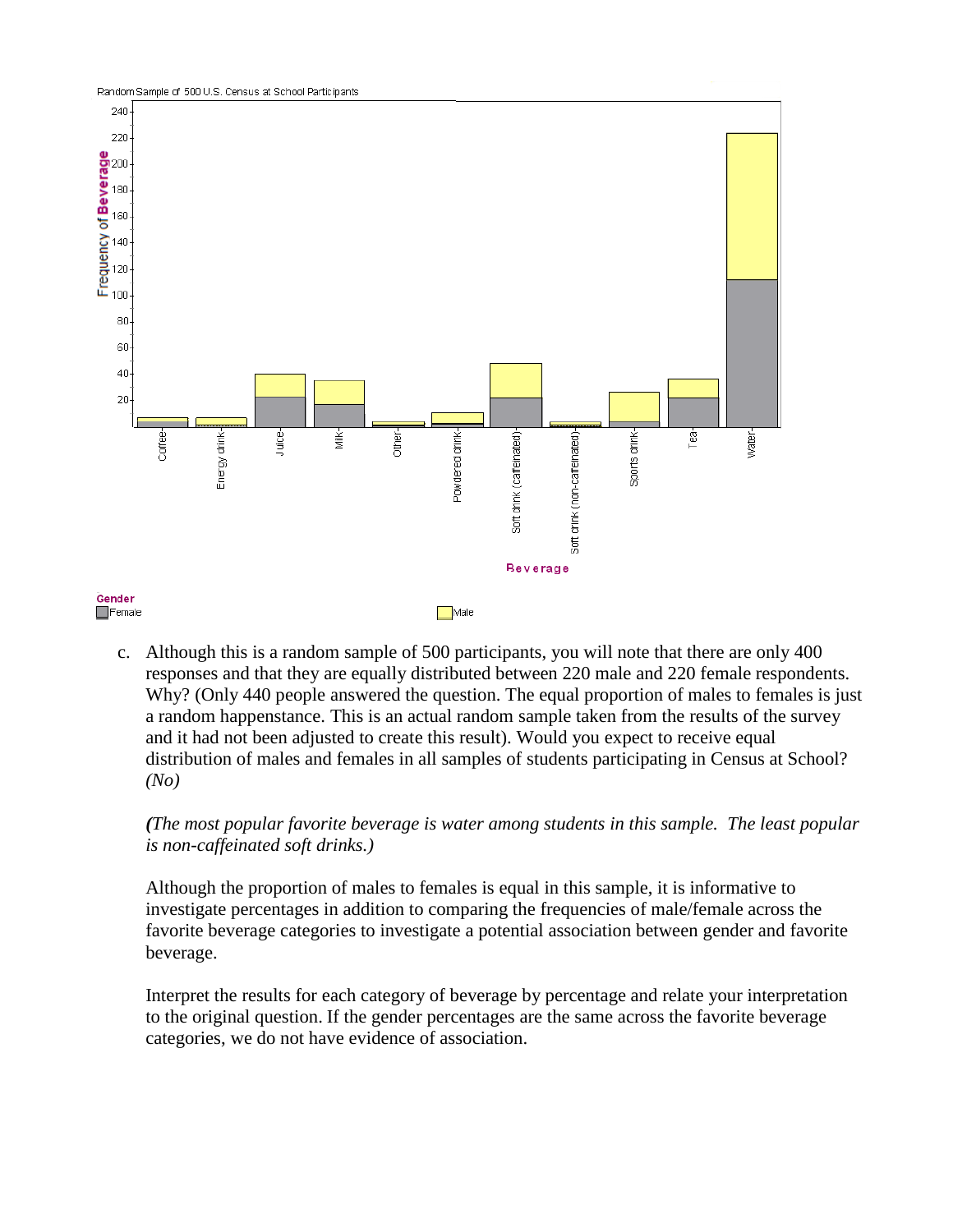Random Sample of 500 U.S. Census at School Participants

Frequency of Beverage

240
220
200
180
160
140
120
100
80
60
40
20

Coffee
Energy drink
Juice
Milk
Other
Powdered drink
Soft drink (caffeinated)
Soft drink (non-caffeinated)
Sports drink
Tea
Water

Beverage

Gender
Female
Male

c. Although this is a random sample of 500 participants, you will note that there are only 400 responses and that they are equally distributed between 220 male and 220 female respondents. Why? (Only 440 people answered the question. The equal proportion of males to females is just a random happenstance. This is an actual random sample taken from the results of the survey and it had not been adjusted to create this result). Would you expect to receive equal distribution of males and females in all samples of students participating in Census at School? *(No)*

*(The most popular favorite beverage is water among students in this sample. The least popular is non-caffeinated soft drinks.)*

Although the proportion of males to females is equal in this sample, it is informative to investigate percentages in addition to comparing the frequencies of male/female across the favorite beverage categories to investigate a potential association between gender and favorite beverage.

Interpret the results for each category of beverage by percentage and relate your interpretation to the original question. If the gender percentages are the same across the favorite beverage categories, we do not have evidence of association.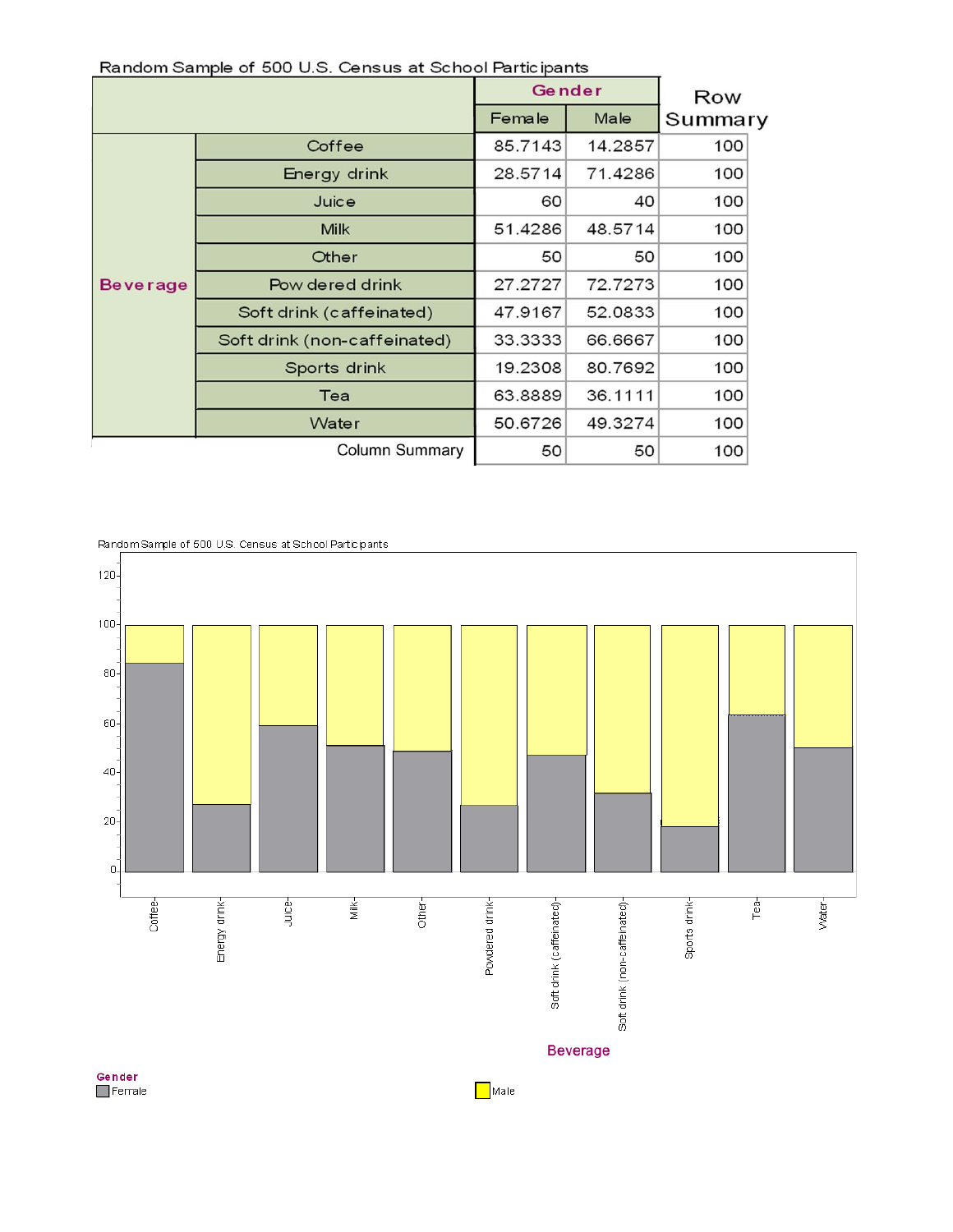Random Sample of 500 U.S. Census at School Participants

| | | Gender | | Row Summary |
|---|---|---|---|---|
| | | Female | Male | |
| Beverage | Coffee | 85.7143 | 14.2857 | 100 |
| | Energy drink | 28.5714 | 71.4286 | 100 |
| | Juice | 60 | 40 | 100 |
| | Milk | 51.4286 | 48.5714 | 100 |
| | Other | 50 | 50 | 100 |
| | Powdered drink | 27.2727 | 72.7273 | 100 |
| | Soft drink (caffeinated) | 47.9167 | 52.0833 | 100 |
| | Soft drink (non-caffeinated) | 33.3333 | 66.6667 | 100 |
| | Sports drink | 19.2308 | 80.7692 | 100 |
| | Tea | 63.8889 | 36.1111 | 100 |
| | Water | 50.6726 | 49.3274 | 100 |
| | Column Summary | 50 | 50 | 100 |

Random Sample of 500 U.S. Census at School Participants

120
100
80
60
40
20
0

Coffee
Energy drink
Juice
Milk
Other
Powdered drink
Soft drink (caffeinated)
Soft drink (non-caffeinated)
Sports drink
Tea
Water

Beverage

Gender
Female
Male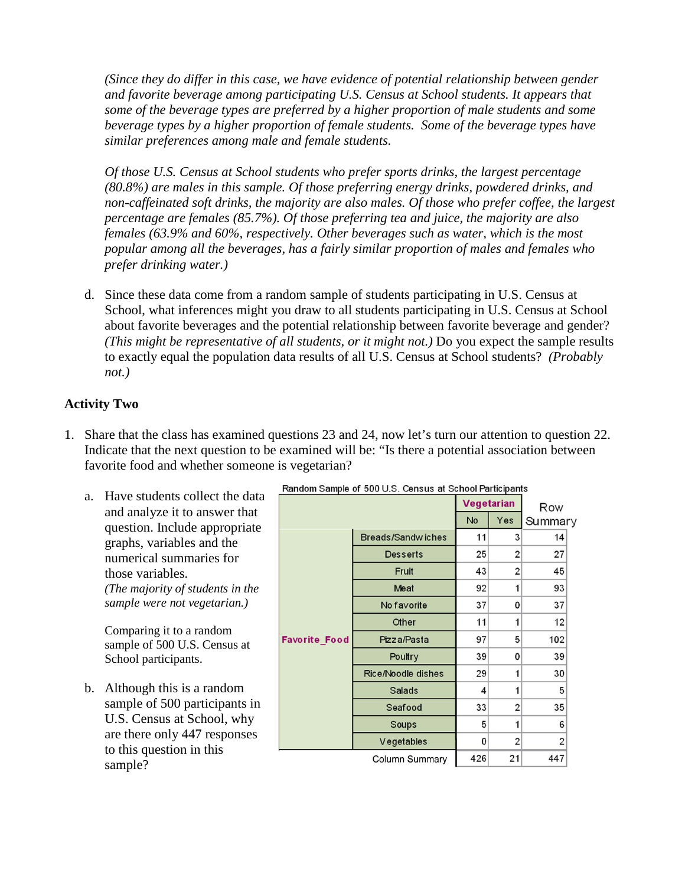*(Since they do differ in this case, we have evidence of potential relationship between gender and favorite beverage among participating U.S. Census at School students. It appears that some of the beverage types are preferred by a higher proportion of male students and some beverage types by a higher proportion of female students. Some of the beverage types have similar preferences among male and female students.*

*Of those U.S. Census at School students who prefer sports drinks, the largest percentage (80.8%) are males in this sample. Of those preferring energy drinks, powdered drinks, and non-caffeinated soft drinks, the majority are also males. Of those who prefer coffee, the largest percentage are females (85.7%). Of those preferring tea and juice, the majority are also females (63.9% and 60%, respectively. Other beverages such as water, which is the most popular among all the beverages, has a fairly similar proportion of males and females who prefer drinking water.)*

d. Since these data come from a random sample of students participating in U.S. Census at School, what inferences might you draw to all students participating in U.S. Census at School about favorite beverages and the potential relationship between favorite beverage and gender? *(This might be representative of all students, or it might not.)* Do you expect the sample results to exactly equal the population data results of all U.S. Census at School students? *(Probably not.)*

### Activity Two

1. Share that the class has examined questions 23 and 24, now let's turn our attention to question 22. Indicate that the next question to be examined will be: "Is there a potential association between favorite food and whether someone is vegetarian?

   a. Have students collect the data and analyze it to answer that question. Include appropriate graphs, variables and the numerical summaries for those variables. *(The majority of students in the sample were not vegetarian.)*

      Comparing it to a random sample of 500 U.S. Census at School participants.

   b. Although this is a random sample of 500 participants in U.S. Census at School, why are there only 447 responses to this question in this sample?

Random Sample of 500 U.S. Census at School Participants

| | | Vegetarian | | Row Summary |
|---|---|---|---|---|
| | | No | Yes | |
| Favorite_Food | Breads/Sandwiches | 11 | 3 | 14 |
| | Desserts | 25 | 2 | 27 |
| | Fruit | 43 | 2 | 45 |
| | Meat | 92 | 1 | 93 |
| | No favorite | 37 | 0 | 37 |
| | Other | 11 | 1 | 12 |
| | Pizza/Pasta | 97 | 5 | 102 |
| | Poultry | 39 | 0 | 39 |
| | Rice/Noodle dishes | 29 | 1 | 30 |
| | Salads | 4 | 1 | 5 |
| | Seafood | 33 | 2 | 35 |
| | Soups | 5 | 1 | 6 |
| | Vegetables | 0 | 2 | 2 |
| Column Summary | | 426 | 21 | 447 |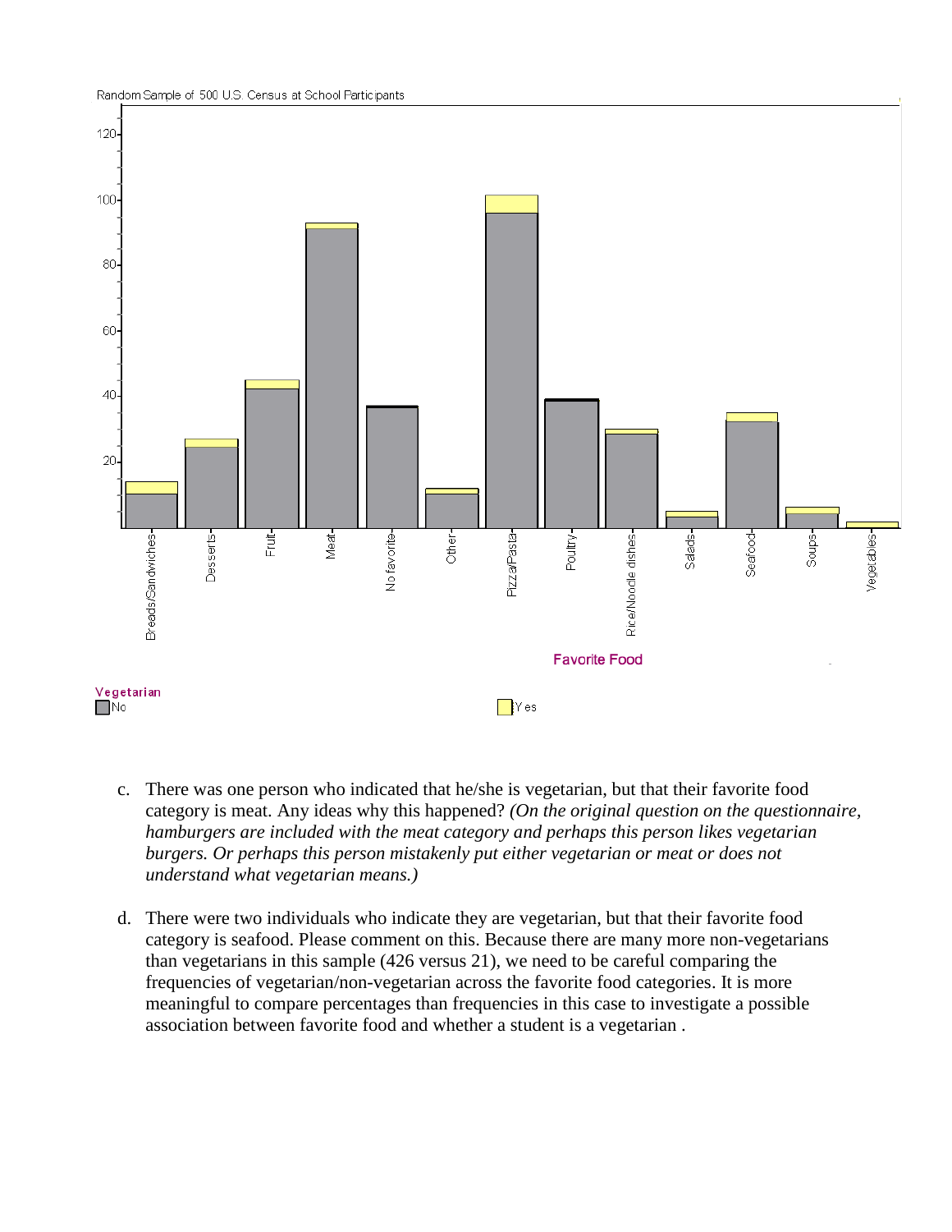Random Sample of 500 U.S. Census at School Participants

120

100

80

60

40

20

Breads/Sandwiches
Desserts
Fruit
Meat
No favorite
Other
Pizza/Pasta
Poultry
Rice/Noodle dishes
Salads
Seafood
Soups
Vegetables

Favorite Food

Vegetarian
No
Yes

c. There was one person who indicated that he/she is vegetarian, but that their favorite food category is meat. Any ideas why this happened? *(On the original question on the questionnaire, hamburgers are included with the meat category and perhaps this person likes vegetarian burgers. Or perhaps this person mistakenly put either vegetarian or meat or does not understand what vegetarian means.)*

d. There were two individuals who indicate they are vegetarian, but that their favorite food category is seafood. Please comment on this. Because there are many more non-vegetarians than vegetarians in this sample (426 versus 21), we need to be careful comparing the frequencies of vegetarian/non-vegetarian across the favorite food categories. It is more meaningful to compare percentages than frequencies in this case to investigate a possible association between favorite food and whether a student is a vegetarian .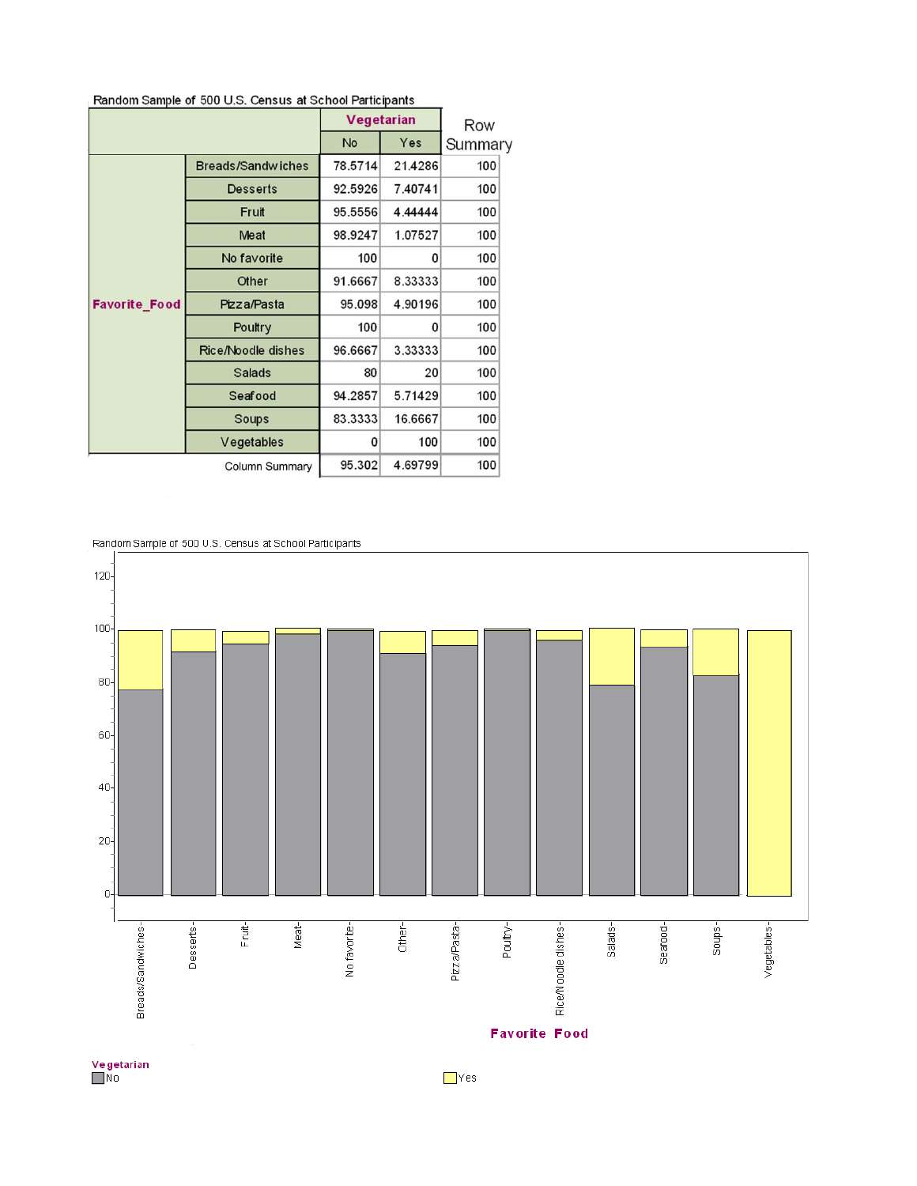Random Sample of 500 U.S. Census at School Participants

| | | Vegetarian | | Row Summary |
|---|---|---|---|---|
| | | No | Yes | |
| Favorite_Food | Breads/Sandwiches | 78.5714 | 21.4286 | 100 |
| | Desserts | 92.5926 | 7.40741 | 100 |
| | Fruit | 95.5556 | 4.44444 | 100 |
| | Meat | 98.9247 | 1.07527 | 100 |
| | No favorite | 100 | 0 | 100 |
| | Other | 91.6667 | 8.33333 | 100 |
| | Pizza/Pasta | 95.098 | 4.90196 | 100 |
| | Poultry | 100 | 0 | 100 |
| | Rice/Noodle dishes | 96.6667 | 3.33333 | 100 |
| | Salads | 80 | 20 | 100 |
| | Seafood | 94.2857 | 5.71429 | 100 |
| | Soups | 83.3333 | 16.6667 | 100 |
| | Vegetables | 0 | 100 | 100 |
| Column Summary | | 95.302 | 4.69799 | 100 |

Random Sample of 500 U.S. Census at School Participants

Favorite Food

Vegetarian: No, Yes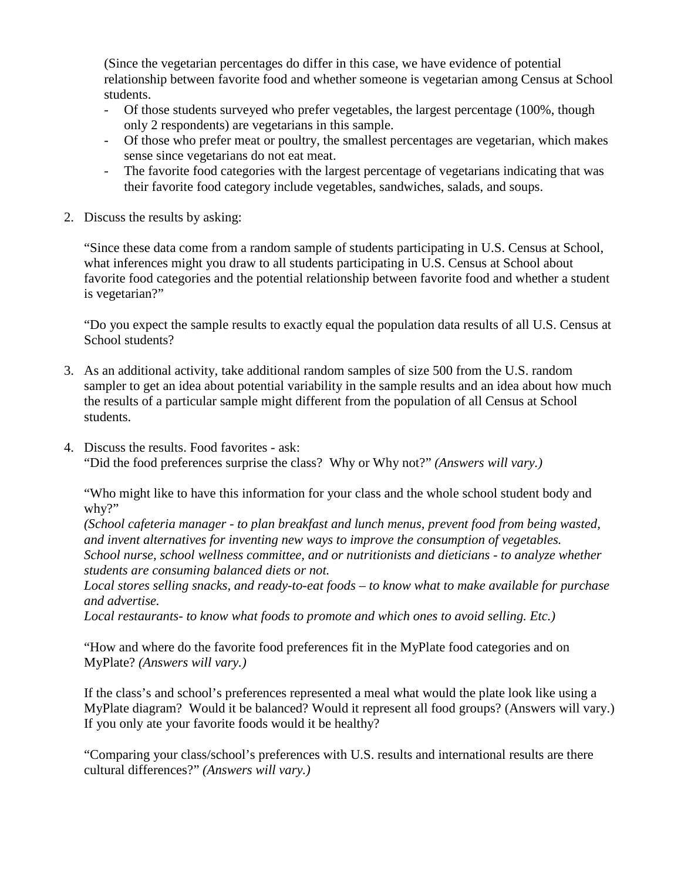(Since the vegetarian percentages do differ in this case, we have evidence of potential relationship between favorite food and whether someone is vegetarian among Census at School students.

- Of those students surveyed who prefer vegetables, the largest percentage (100%, though only 2 respondents) are vegetarians in this sample.
- Of those who prefer meat or poultry, the smallest percentages are vegetarian, which makes sense since vegetarians do not eat meat.
- The favorite food categories with the largest percentage of vegetarians indicating that was their favorite food category include vegetables, sandwiches, salads, and soups.

2. Discuss the results by asking:

   "Since these data come from a random sample of students participating in U.S. Census at School, what inferences might you draw to all students participating in U.S. Census at School about favorite food categories and the potential relationship between favorite food and whether a student is vegetarian?"

   "Do you expect the sample results to exactly equal the population data results of all U.S. Census at School students?

3. As an additional activity, take additional random samples of size 500 from the U.S. random sampler to get an idea about potential variability in the sample results and an idea about how much the results of a particular sample might different from the population of all Census at School students.

4. Discuss the results. Food favorites - ask:
   "Did the food preferences surprise the class? Why or Why not?" *(Answers will vary.)*

   "Who might like to have this information for your class and the whole school student body and why?"
   *(School cafeteria manager - to plan breakfast and lunch menus, prevent food from being wasted, and invent alternatives for inventing new ways to improve the consumption of vegetables.*
   *School nurse, school wellness committee, and or nutritionists and dieticians - to analyze whether students are consuming balanced diets or not.*
   *Local stores selling snacks, and ready-to-eat foods – to know what to make available for purchase and advertise.*
   *Local restaurants- to know what foods to promote and which ones to avoid selling. Etc.)*

   "How and where do the favorite food preferences fit in the MyPlate food categories and on MyPlate? *(Answers will vary.)*

   If the class's and school's preferences represented a meal what would the plate look like using a MyPlate diagram? Would it be balanced? Would it represent all food groups? (Answers will vary.) If you only ate your favorite foods would it be healthy?

   "Comparing your class/school's preferences with U.S. results and international results are there cultural differences?" *(Answers will vary.)*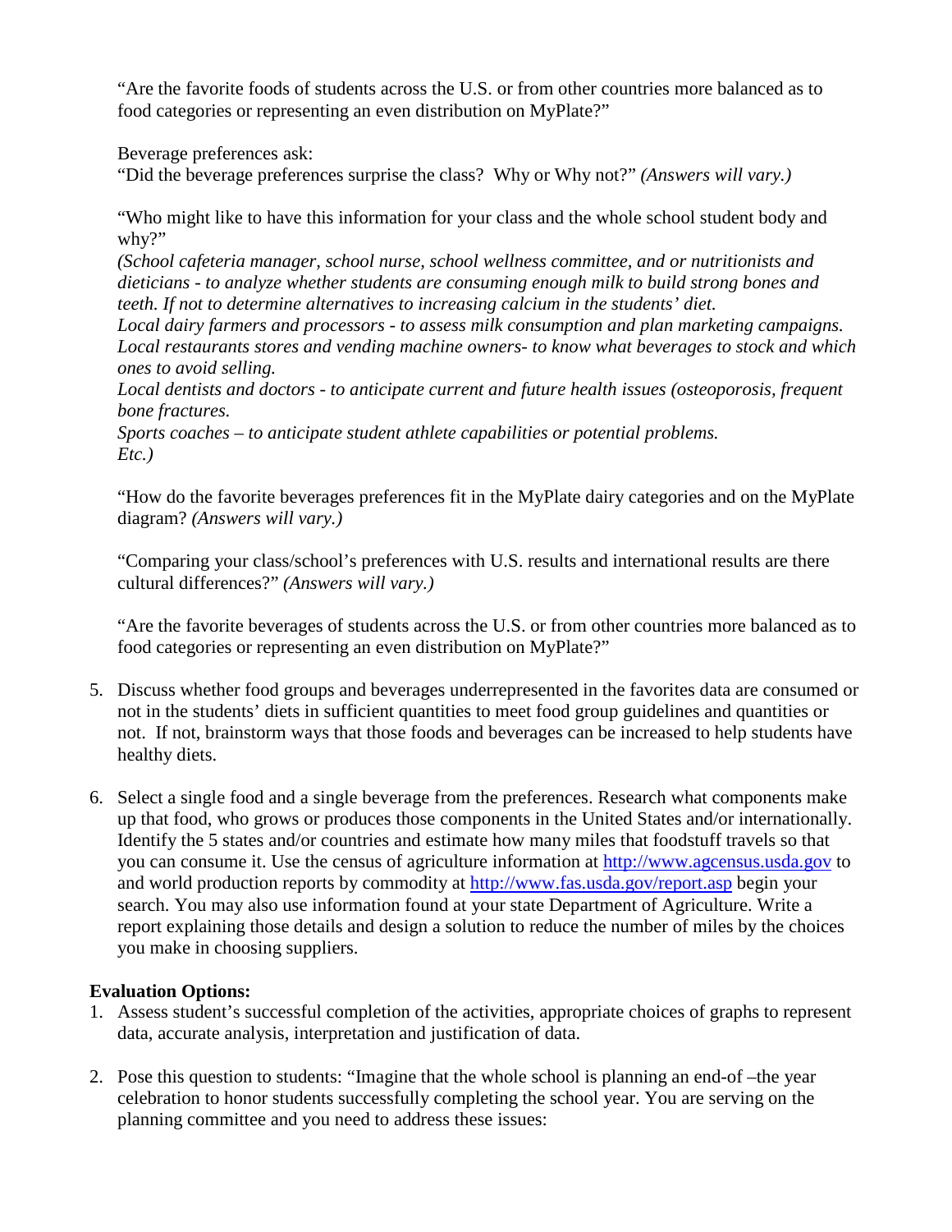"Are the favorite foods of students across the U.S. or from other countries more balanced as to food categories or representing an even distribution on MyPlate?"

Beverage preferences ask:
"Did the beverage preferences surprise the class? Why or Why not?" *(Answers will vary.)*

"Who might like to have this information for your class and the whole school student body and why?"
*(School cafeteria manager, school nurse, school wellness committee, and or nutritionists and dieticians - to analyze whether students are consuming enough milk to build strong bones and teeth. If not to determine alternatives to increasing calcium in the students' diet.*
*Local dairy farmers and processors - to assess milk consumption and plan marketing campaigns.*
*Local restaurants stores and vending machine owners- to know what beverages to stock and which ones to avoid selling.*
*Local dentists and doctors - to anticipate current and future health issues (osteoporosis, frequent bone fractures.*
*Sports coaches – to anticipate student athlete capabilities or potential problems.*
*Etc.)*

"How do the favorite beverages preferences fit in the MyPlate dairy categories and on the MyPlate diagram? *(Answers will vary.)*

"Comparing your class/school's preferences with U.S. results and international results are there cultural differences?" *(Answers will vary.)*

"Are the favorite beverages of students across the U.S. or from other countries more balanced as to food categories or representing an even distribution on MyPlate?"

5. Discuss whether food groups and beverages underrepresented in the favorites data are consumed or not in the students' diets in sufficient quantities to meet food group guidelines and quantities or not. If not, brainstorm ways that those foods and beverages can be increased to help students have healthy diets.

6. Select a single food and a single beverage from the preferences. Research what components make up that food, who grows or produces those components in the United States and/or internationally. Identify the 5 states and/or countries and estimate how many miles that foodstuff travels so that you can consume it. Use the census of agriculture information at http://www.agcensus.usda.gov to and world production reports by commodity at http://www.fas.usda.gov/report.asp begin your search. You may also use information found at your state Department of Agriculture. Write a report explaining those details and design a solution to reduce the number of miles by the choices you make in choosing suppliers.

**Evaluation Options:**

1. Assess student's successful completion of the activities, appropriate choices of graphs to represent data, accurate analysis, interpretation and justification of data.

2. Pose this question to students: "Imagine that the whole school is planning an end-of –the year celebration to honor students successfully completing the school year. You are serving on the planning committee and you need to address these issues: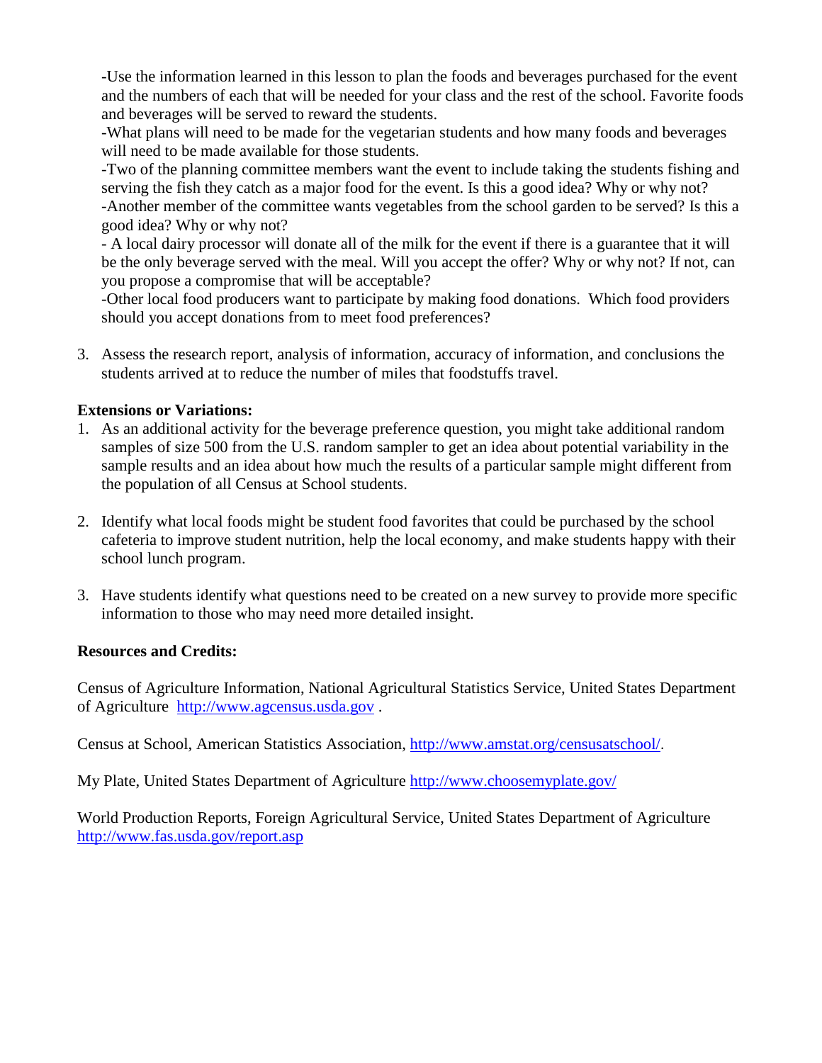-Use the information learned in this lesson to plan the foods and beverages purchased for the event and the numbers of each that will be needed for your class and the rest of the school. Favorite foods and beverages will be served to reward the students.

-What plans will need to be made for the vegetarian students and how many foods and beverages will need to be made available for those students.

-Two of the planning committee members want the event to include taking the students fishing and serving the fish they catch as a major food for the event. Is this a good idea? Why or why not?

-Another member of the committee wants vegetables from the school garden to be served? Is this a good idea? Why or why not?

- A local dairy processor will donate all of the milk for the event if there is a guarantee that it will be the only beverage served with the meal. Will you accept the offer? Why or why not? If not, can you propose a compromise that will be acceptable?

-Other local food producers want to participate by making food donations. Which food providers should you accept donations from to meet food preferences?

3. Assess the research report, analysis of information, accuracy of information, and conclusions the students arrived at to reduce the number of miles that foodstuffs travel.

**Extensions or Variations:**

1. As an additional activity for the beverage preference question, you might take additional random samples of size 500 from the U.S. random sampler to get an idea about potential variability in the sample results and an idea about how much the results of a particular sample might different from the population of all Census at School students.

2. Identify what local foods might be student food favorites that could be purchased by the school cafeteria to improve student nutrition, help the local economy, and make students happy with their school lunch program.

3. Have students identify what questions need to be created on a new survey to provide more specific information to those who may need more detailed insight.

**Resources and Credits:**

Census of Agriculture Information, National Agricultural Statistics Service, United States Department of Agriculture [http://www.agcensus.usda.gov](http://www.agcensus.usda.gov) .

Census at School, American Statistics Association, [http://www.amstat.org/censusatschool/](http://www.amstat.org/censusatschool/).

My Plate, United States Department of Agriculture [http://www.choosemyplate.gov/](http://www.choosemyplate.gov/)

World Production Reports, Foreign Agricultural Service, United States Department of Agriculture [http://www.fas.usda.gov/report.asp](http://www.fas.usda.gov/report.asp)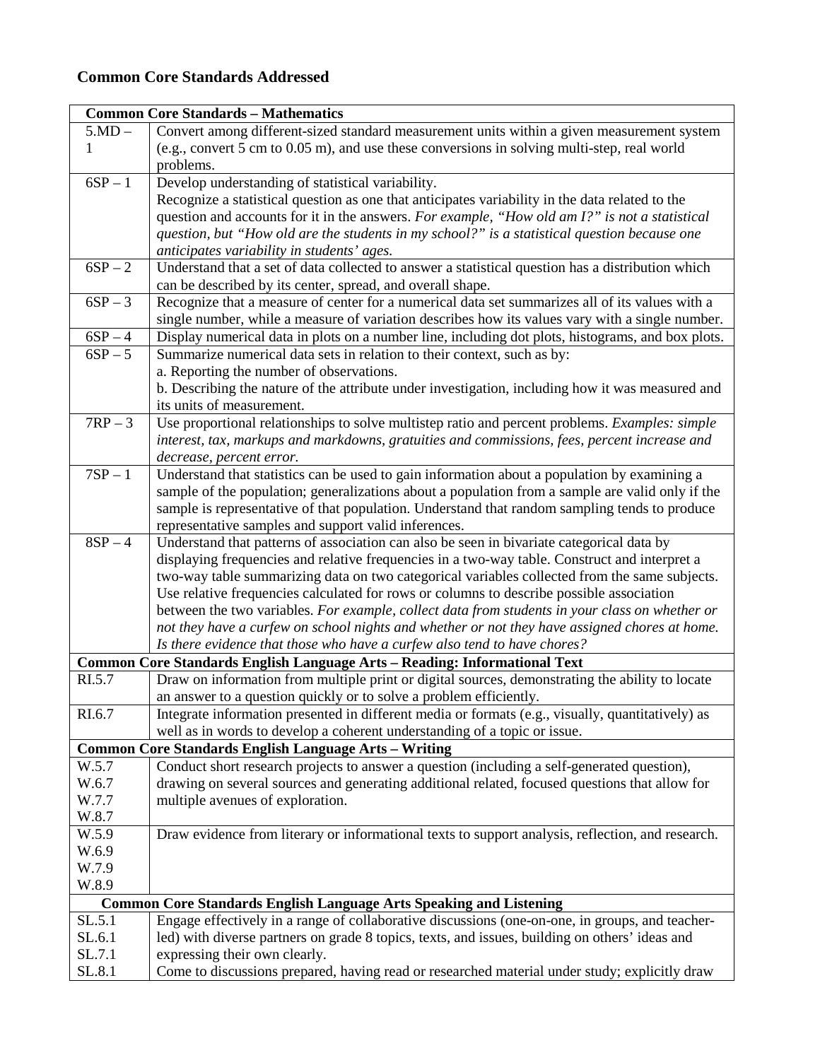## Common Core Standards Addressed

| Common Core Standards – Mathematics | |
|---|---|
| 5.MD – 1 | Convert among different-sized standard measurement units within a given measurement system (e.g., convert 5 cm to 0.05 m), and use these conversions in solving multi-step, real world problems. |
| 6SP – 1 | Develop understanding of statistical variability.<br>Recognize a statistical question as one that anticipates variability in the data related to the question and accounts for it in the answers. *For example, "How old am I?" is not a statistical question, but "How old are the students in my school?" is a statistical question because one anticipates variability in students' ages.* |
| 6SP – 2 | Understand that a set of data collected to answer a statistical question has a distribution which can be described by its center, spread, and overall shape. |
| 6SP – 3 | Recognize that a measure of center for a numerical data set summarizes all of its values with a single number, while a measure of variation describes how its values vary with a single number. |
| 6SP – 4 | Display numerical data in plots on a number line, including dot plots, histograms, and box plots. |
| 6SP – 5 | Summarize numerical data sets in relation to their context, such as by:<br>a. Reporting the number of observations.<br>b. Describing the nature of the attribute under investigation, including how it was measured and its units of measurement. |
| 7RP – 3 | Use proportional relationships to solve multistep ratio and percent problems. *Examples: simple interest, tax, markups and markdowns, gratuities and commissions, fees, percent increase and decrease, percent error.* |
| 7SP – 1 | Understand that statistics can be used to gain information about a population by examining a sample of the population; generalizations about a population from a sample are valid only if the sample is representative of that population. Understand that random sampling tends to produce representative samples and support valid inferences. |
| 8SP – 4 | Understand that patterns of association can also be seen in bivariate categorical data by displaying frequencies and relative frequencies in a two-way table. Construct and interpret a two-way table summarizing data on two categorical variables collected from the same subjects. Use relative frequencies calculated for rows or columns to describe possible association between the two variables. *For example, collect data from students in your class on whether or not they have a curfew on school nights and whether or not they have assigned chores at home. Is there evidence that those who have a curfew also tend to have chores?* |
| **Common Core Standards English Language Arts – Reading: Informational Text** | |
| RI.5.7 | Draw on information from multiple print or digital sources, demonstrating the ability to locate an answer to a question quickly or to solve a problem efficiently. |
| RI.6.7 | Integrate information presented in different media or formats (e.g., visually, quantitatively) as well as in words to develop a coherent understanding of a topic or issue. |
| **Common Core Standards English Language Arts – Writing** | |
| W.5.7<br>W.6.7<br>W.7.7<br>W.8.7 | Conduct short research projects to answer a question (including a self-generated question), drawing on several sources and generating additional related, focused questions that allow for multiple avenues of exploration. |
| W.5.9<br>W.6.9<br>W.7.9<br>W.8.9 | Draw evidence from literary or informational texts to support analysis, reflection, and research. |
| **Common Core Standards English Language Arts Speaking and Listening** | |
| SL.5.1<br>SL.6.1<br>SL.7.1<br>SL.8.1 | Engage effectively in a range of collaborative discussions (one-on-one, in groups, and teacher-led) with diverse partners on grade 8 topics, texts, and issues, building on others' ideas and expressing their own clearly.<br>Come to discussions prepared, having read or researched material under study; explicitly draw |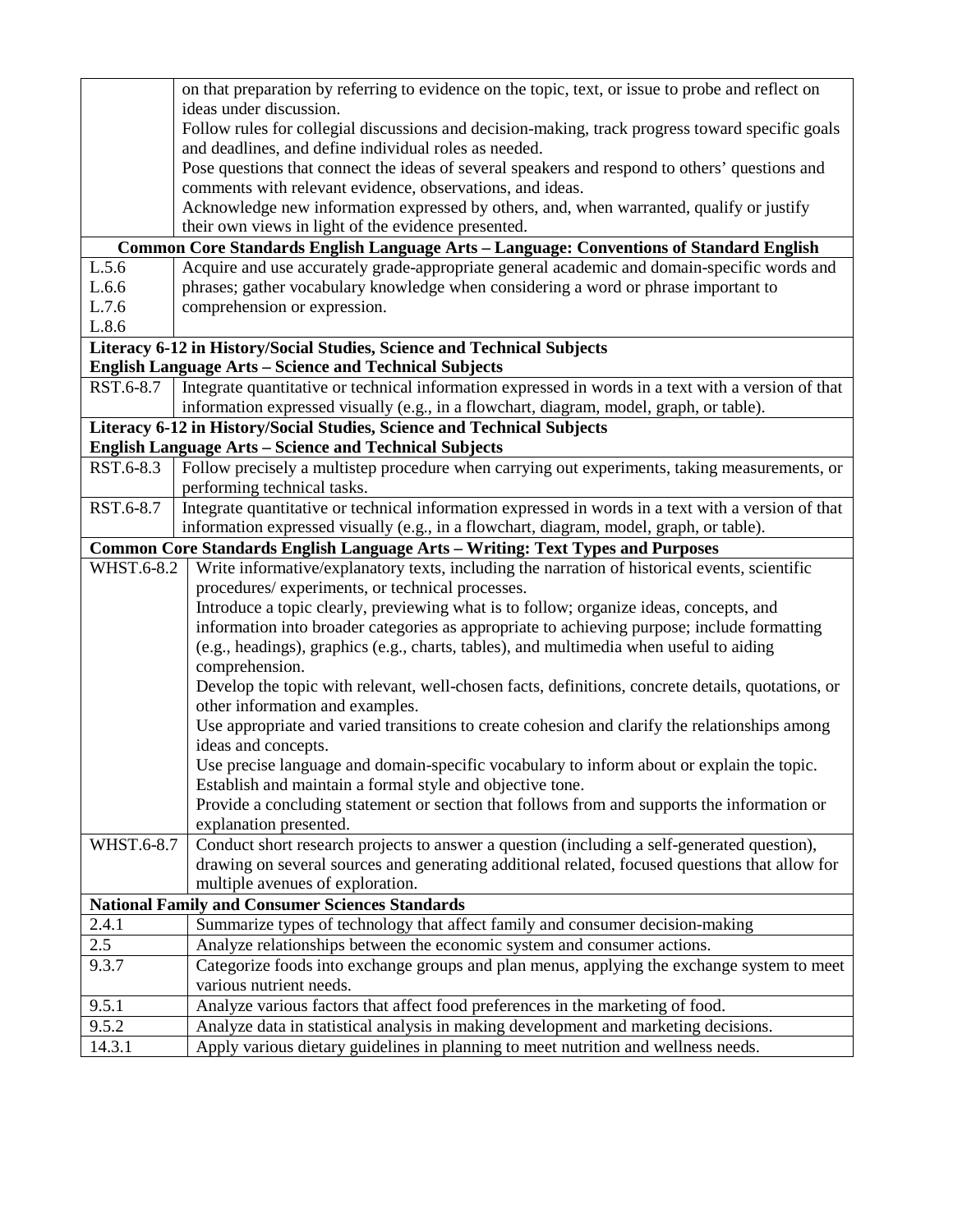| | |
|---|---|
| | on that preparation by referring to evidence on the topic, text, or issue to probe and reflect on ideas under discussion.<br>Follow rules for collegial discussions and decision-making, track progress toward specific goals and deadlines, and define individual roles as needed.<br>Pose questions that connect the ideas of several speakers and respond to others' questions and comments with relevant evidence, observations, and ideas.<br>Acknowledge new information expressed by others, and, when warranted, qualify or justify their own views in light of the evidence presented. |
| **Common Core Standards English Language Arts – Language: Conventions of Standard English** | |
| L.5.6<br>L.6.6<br>L.7.6<br>L.8.6 | Acquire and use accurately grade-appropriate general academic and domain-specific words and phrases; gather vocabulary knowledge when considering a word or phrase important to comprehension or expression. |
| **Literacy 6-12 in History/Social Studies, Science and Technical Subjects**<br>**English Language Arts – Science and Technical Subjects** | |
| RST.6-8.7 | Integrate quantitative or technical information expressed in words in a text with a version of that information expressed visually (e.g., in a flowchart, diagram, model, graph, or table). |
| **Literacy 6-12 in History/Social Studies, Science and Technical Subjects**<br>**English Language Arts – Science and Technical Subjects** | |
| RST.6-8.3 | Follow precisely a multistep procedure when carrying out experiments, taking measurements, or performing technical tasks. |
| RST.6-8.7 | Integrate quantitative or technical information expressed in words in a text with a version of that information expressed visually (e.g., in a flowchart, diagram, model, graph, or table). |
| **Common Core Standards English Language Arts – Writing: Text Types and Purposes** | |
| WHST.6-8.2 | Write informative/explanatory texts, including the narration of historical events, scientific procedures/ experiments, or technical processes.<br>Introduce a topic clearly, previewing what is to follow; organize ideas, concepts, and information into broader categories as appropriate to achieving purpose; include formatting (e.g., headings), graphics (e.g., charts, tables), and multimedia when useful to aiding comprehension.<br>Develop the topic with relevant, well-chosen facts, definitions, concrete details, quotations, or other information and examples.<br>Use appropriate and varied transitions to create cohesion and clarify the relationships among ideas and concepts.<br>Use precise language and domain-specific vocabulary to inform about or explain the topic.<br>Establish and maintain a formal style and objective tone.<br>Provide a concluding statement or section that follows from and supports the information or explanation presented. |
| WHST.6-8.7 | Conduct short research projects to answer a question (including a self-generated question), drawing on several sources and generating additional related, focused questions that allow for multiple avenues of exploration. |
| **National Family and Consumer Sciences Standards** | |
| 2.4.1 | Summarize types of technology that affect family and consumer decision-making |
| 2.5 | Analyze relationships between the economic system and consumer actions. |
| 9.3.7 | Categorize foods into exchange groups and plan menus, applying the exchange system to meet various nutrient needs. |
| 9.5.1 | Analyze various factors that affect food preferences in the marketing of food. |
| 9.5.2 | Analyze data in statistical analysis in making development and marketing decisions. |
| 14.3.1 | Apply various dietary guidelines in planning to meet nutrition and wellness needs. |